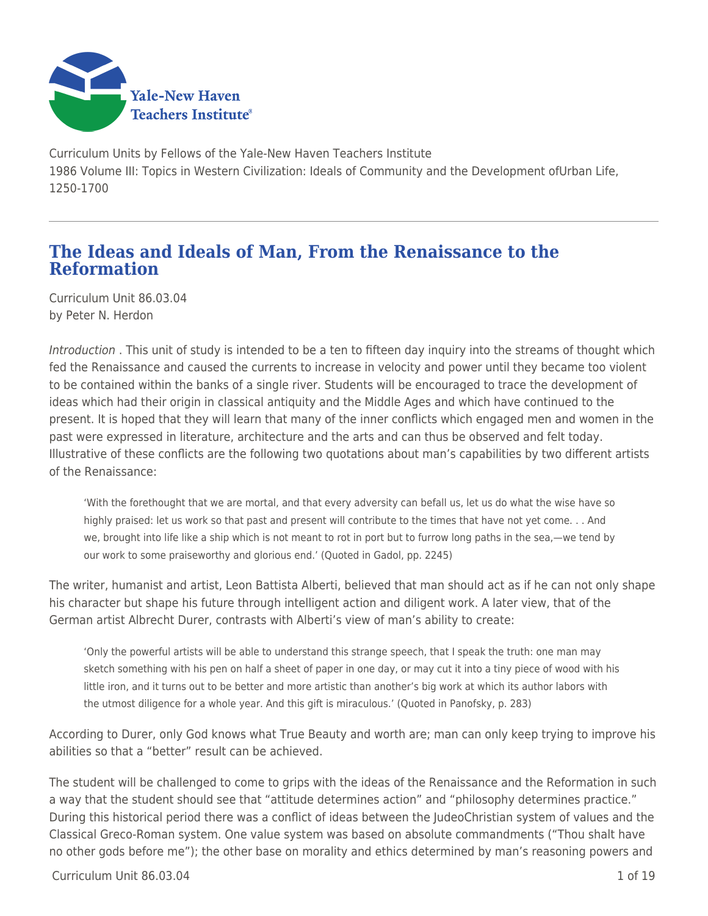Curriculum Units by Fellows of the Yale-New Haven Teachers Institute
1986 Volume III: Topics in Western Civilization: Ideals of Community and the Development ofUrban Life, 1250-1700

# The Ideas and Ideals of Man, From the Renaissance to the Reformation

Curriculum Unit 86.03.04
by Peter N. Herdon

*Introduction* . This unit of study is intended to be a ten to fifteen day inquiry into the streams of thought which fed the Renaissance and caused the currents to increase in velocity and power until they became too violent to be contained within the banks of a single river. Students will be encouraged to trace the development of ideas which had their origin in classical antiquity and the Middle Ages and which have continued to the present. It is hoped that they will learn that many of the inner conflicts which engaged men and women in the past were expressed in literature, architecture and the arts and can thus be observed and felt today. Illustrative of these conflicts are the following two quotations about man's capabilities by two different artists of the Renaissance:

> 'With the forethought that we are mortal, and that every adversity can befall us, let us do what the wise have so highly praised: let us work so that past and present will contribute to the times that have not yet come. . . And we, brought into life like a ship which is not meant to rot in port but to furrow long paths in the sea,—we tend by our work to some praiseworthy and glorious end.' (Quoted in Gadol, pp. 2245)

The writer, humanist and artist, Leon Battista Alberti, believed that man should act as if he can not only shape his character but shape his future through intelligent action and diligent work. A later view, that of the German artist Albrecht Durer, contrasts with Alberti's view of man's ability to create:

> 'Only the powerful artists will be able to understand this strange speech, that I speak the truth: one man may sketch something with his pen on half a sheet of paper in one day, or may cut it into a tiny piece of wood with his little iron, and it turns out to be better and more artistic than another's big work at which its author labors with the utmost diligence for a whole year. And this gift is miraculous.' (Quoted in Panofsky, p. 283)

According to Durer, only God knows what True Beauty and worth are; man can only keep trying to improve his abilities so that a "better" result can be achieved.

The student will be challenged to come to grips with the ideas of the Renaissance and the Reformation in such a way that the student should see that "attitude determines action" and "philosophy determines practice." During this historical period there was a conflict of ideas between the JudeoChristian system of values and the Classical Greco-Roman system. One value system was based on absolute commandments ("Thou shalt have no other gods before me"); the other base on morality and ethics determined by man's reasoning powers and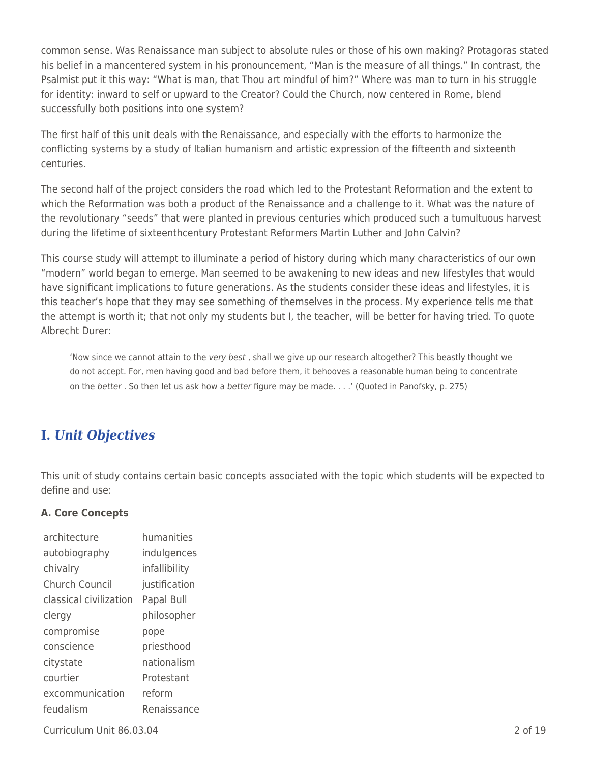common sense. Was Renaissance man subject to absolute rules or those of his own making? Protagoras stated his belief in a mancentered system in his pronouncement, “Man is the measure of all things.” In contrast, the Psalmist put it this way: “What is man, that Thou art mindful of him?” Where was man to turn in his struggle for identity: inward to self or upward to the Creator? Could the Church, now centered in Rome, blend successfully both positions into one system?

The first half of this unit deals with the Renaissance, and especially with the efforts to harmonize the conflicting systems by a study of Italian humanism and artistic expression of the fifteenth and sixteenth centuries.

The second half of the project considers the road which led to the Protestant Reformation and the extent to which the Reformation was both a product of the Renaissance and a challenge to it. What was the nature of the revolutionary “seeds” that were planted in previous centuries which produced such a tumultuous harvest during the lifetime of sixteenthcentury Protestant Reformers Martin Luther and John Calvin?

This course study will attempt to illuminate a period of history during which many characteristics of our own “modern” world began to emerge. Man seemed to be awakening to new ideas and new lifestyles that would have significant implications to future generations. As the students consider these ideas and lifestyles, it is this teacher’s hope that they may see something of themselves in the process. My experience tells me that the attempt is worth it; that not only my students but I, the teacher, will be better for having tried. To quote Albrecht Durer:

> ‘Now since we cannot attain to the *very best* , shall we give up our research altogether? This beastly thought we do not accept. For, men having good and bad before them, it behooves a reasonable human being to concentrate on the *better* . So then let us ask how a *better* figure may be made. . . .’ (Quoted in Panofsky, p. 275)

## I. *Unit Objectives*

This unit of study contains certain basic concepts associated with the topic which students will be expected to define and use:

**A. Core Concepts**

| | |
|---|---|
| architecture | humanities |
| autobiography | indulgences |
| chivalry | infallibility |
| Church Council | justification |
| classical civilization | Papal Bull |
| clergy | philosopher |
| compromise | pope |
| conscience | priesthood |
| citystate | nationalism |
| courtier | Protestant |
| excommunication | reform |
| feudalism | Renaissance |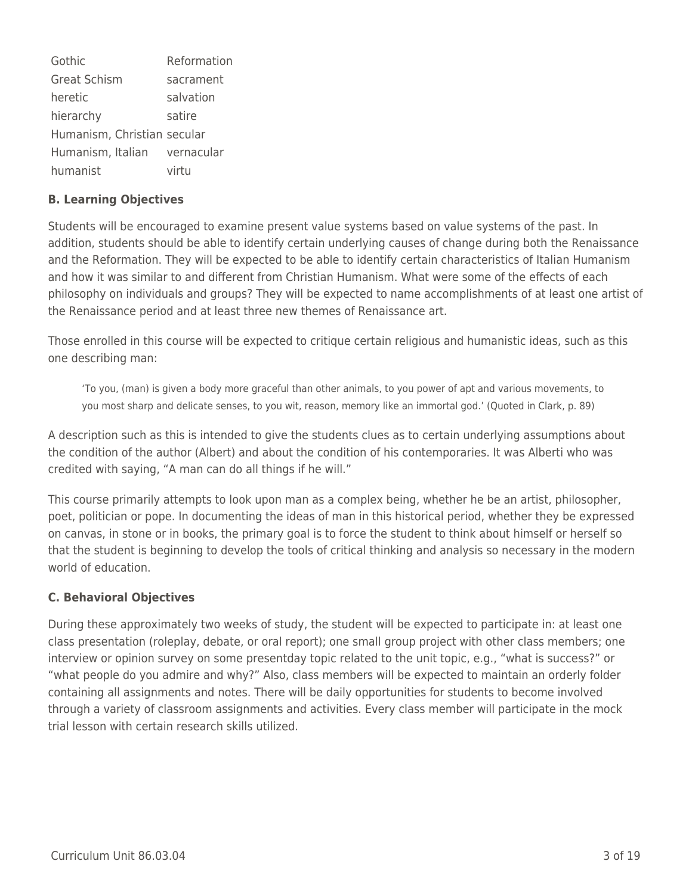| | |
|---|---|
| Gothic | Reformation |
| Great Schism | sacrament |
| heretic | salvation |
| hierarchy | satire |
| Humanism, Christian | secular |
| Humanism, Italian | vernacular |
| humanist | virtu |

**B. Learning Objectives**

Students will be encouraged to examine present value systems based on value systems of the past. In addition, students should be able to identify certain underlying causes of change during both the Renaissance and the Reformation. They will be expected to be able to identify certain characteristics of Italian Humanism and how it was similar to and different from Christian Humanism. What were some of the effects of each philosophy on individuals and groups? They will be expected to name accomplishments of at least one artist of the Renaissance period and at least three new themes of Renaissance art.

Those enrolled in this course will be expected to critique certain religious and humanistic ideas, such as this one describing man:

> 'To you, (man) is given a body more graceful than other animals, to you power of apt and various movements, to you most sharp and delicate senses, to you wit, reason, memory like an immortal god.' (Quoted in Clark, p. 89)

A description such as this is intended to give the students clues as to certain underlying assumptions about the condition of the author (Albert) and about the condition of his contemporaries. It was Alberti who was credited with saying, "A man can do all things if he will."

This course primarily attempts to look upon man as a complex being, whether he be an artist, philosopher, poet, politician or pope. In documenting the ideas of man in this historical period, whether they be expressed on canvas, in stone or in books, the primary goal is to force the student to think about himself or herself so that the student is beginning to develop the tools of critical thinking and analysis so necessary in the modern world of education.

**C. Behavioral Objectives**

During these approximately two weeks of study, the student will be expected to participate in: at least one class presentation (roleplay, debate, or oral report); one small group project with other class members; one interview or opinion survey on some presentday topic related to the unit topic, e.g., "what is success?" or "what people do you admire and why?" Also, class members will be expected to maintain an orderly folder containing all assignments and notes. There will be daily opportunities for students to become involved through a variety of classroom assignments and activities. Every class member will participate in the mock trial lesson with certain research skills utilized.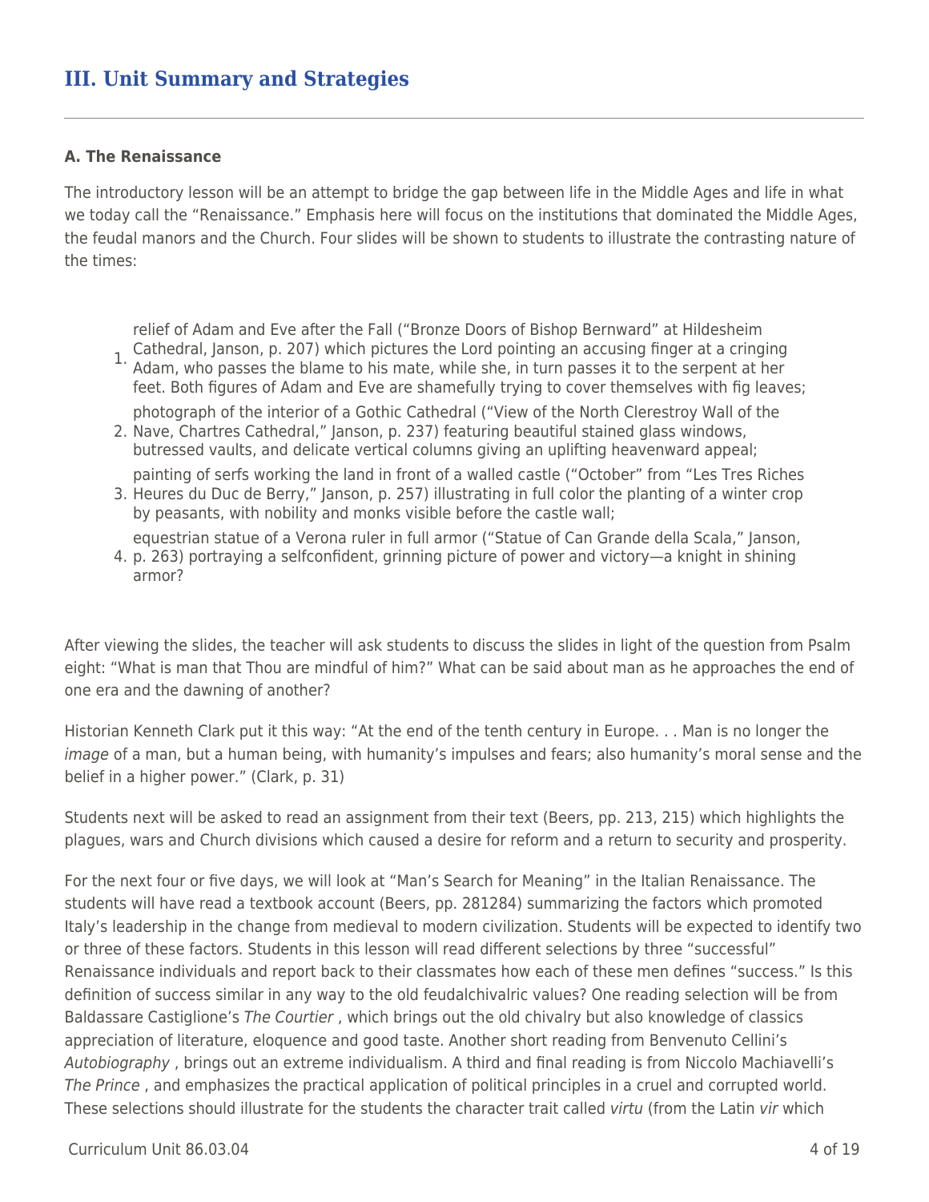## III. Unit Summary and Strategies

**A. The Renaissance**

The introductory lesson will be an attempt to bridge the gap between life in the Middle Ages and life in what we today call the "Renaissance." Emphasis here will focus on the institutions that dominated the Middle Ages, the feudal manors and the Church. Four slides will be shown to students to illustrate the contrasting nature of the times:

1. relief of Adam and Eve after the Fall ("Bronze Doors of Bishop Bernward" at Hildesheim Cathedral, Janson, p. 207) which pictures the Lord pointing an accusing finger at a cringing Adam, who passes the blame to his mate, while she, in turn passes it to the serpent at her feet. Both figures of Adam and Eve are shamefully trying to cover themselves with fig leaves;
2. photograph of the interior of a Gothic Cathedral ("View of the North Clerestroy Wall of the Nave, Chartres Cathedral," Janson, p. 237) featuring beautiful stained glass windows, butressed vaults, and delicate vertical columns giving an uplifting heavenward appeal;
3. painting of serfs working the land in front of a walled castle ("October" from "Les Tres Riches Heures du Duc de Berry," Janson, p. 257) illustrating in full color the planting of a winter crop by peasants, with nobility and monks visible before the castle wall;
4. equestrian statue of a Verona ruler in full armor ("Statue of Can Grande della Scala," Janson, p. 263) portraying a selfconfident, grinning picture of power and victory—a knight in shining armor?

After viewing the slides, the teacher will ask students to discuss the slides in light of the question from Psalm eight: "What is man that Thou are mindful of him?" What can be said about man as he approaches the end of one era and the dawning of another?

Historian Kenneth Clark put it this way: "At the end of the tenth century in Europe. . . Man is no longer the *image* of a man, but a human being, with humanity's impulses and fears; also humanity's moral sense and the belief in a higher power." (Clark, p. 31)

Students next will be asked to read an assignment from their text (Beers, pp. 213, 215) which highlights the plagues, wars and Church divisions which caused a desire for reform and a return to security and prosperity.

For the next four or five days, we will look at "Man's Search for Meaning" in the Italian Renaissance. The students will have read a textbook account (Beers, pp. 281284) summarizing the factors which promoted Italy's leadership in the change from medieval to modern civilization. Students will be expected to identify two or three of these factors. Students in this lesson will read different selections by three "successful" Renaissance individuals and report back to their classmates how each of these men defines "success." Is this definition of success similar in any way to the old feudalchivalric values? One reading selection will be from Baldassare Castiglione's *The Courtier* , which brings out the old chivalry but also knowledge of classics appreciation of literature, eloquence and good taste. Another short reading from Benvenuto Cellini's *Autobiography* , brings out an extreme individualism. A third and final reading is from Niccolo Machiavelli's *The Prince* , and emphasizes the practical application of political principles in a cruel and corrupted world. These selections should illustrate for the students the character trait called *virtu* (from the Latin *vir* which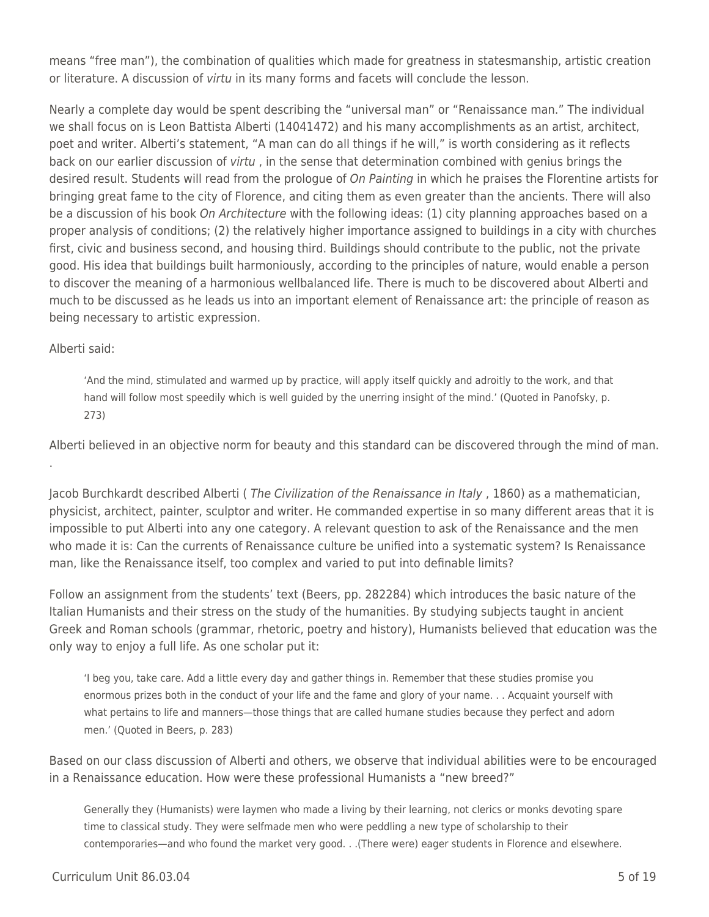means "free man"), the combination of qualities which made for greatness in statesmanship, artistic creation or literature. A discussion of *virtu* in its many forms and facets will conclude the lesson.

Nearly a complete day would be spent describing the "universal man" or "Renaissance man." The individual we shall focus on is Leon Battista Alberti (14041472) and his many accomplishments as an artist, architect, poet and writer. Alberti's statement, "A man can do all things if he will," is worth considering as it reflects back on our earlier discussion of *virtu* , in the sense that determination combined with genius brings the desired result. Students will read from the prologue of *On Painting* in which he praises the Florentine artists for bringing great fame to the city of Florence, and citing them as even greater than the ancients. There will also be a discussion of his book *On Architecture* with the following ideas: (1) city planning approaches based on a proper analysis of conditions; (2) the relatively higher importance assigned to buildings in a city with churches first, civic and business second, and housing third. Buildings should contribute to the public, not the private good. His idea that buildings built harmoniously, according to the principles of nature, would enable a person to discover the meaning of a harmonious wellbalanced life. There is much to be discovered about Alberti and much to be discussed as he leads us into an important element of Renaissance art: the principle of reason as being necessary to artistic expression.

Alberti said:

> 'And the mind, stimulated and warmed up by practice, will apply itself quickly and adroitly to the work, and that hand will follow most speedily which is well guided by the unerring insight of the mind.' (Quoted in Panofsky, p. 273)

Alberti believed in an objective norm for beauty and this standard can be discovered through the mind of man.
.

Jacob Burchkardt described Alberti ( *The Civilization of the Renaissance in Italy* , 1860) as a mathematician, physicist, architect, painter, sculptor and writer. He commanded expertise in so many different areas that it is impossible to put Alberti into any one category. A relevant question to ask of the Renaissance and the men who made it is: Can the currents of Renaissance culture be unified into a systematic system? Is Renaissance man, like the Renaissance itself, too complex and varied to put into definable limits?

Follow an assignment from the students' text (Beers, pp. 282284) which introduces the basic nature of the Italian Humanists and their stress on the study of the humanities. By studying subjects taught in ancient Greek and Roman schools (grammar, rhetoric, poetry and history), Humanists believed that education was the only way to enjoy a full life. As one scholar put it:

> 'I beg you, take care. Add a little every day and gather things in. Remember that these studies promise you enormous prizes both in the conduct of your life and the fame and glory of your name. . . Acquaint yourself with what pertains to life and manners—those things that are called humane studies because they perfect and adorn men.' (Quoted in Beers, p. 283)

Based on our class discussion of Alberti and others, we observe that individual abilities were to be encouraged in a Renaissance education. How were these professional Humanists a "new breed?"

> Generally they (Humanists) were laymen who made a living by their learning, not clerics or monks devoting spare time to classical study. They were selfmade men who were peddling a new type of scholarship to their contemporaries—and who found the market very good. . .(There were) eager students in Florence and elsewhere.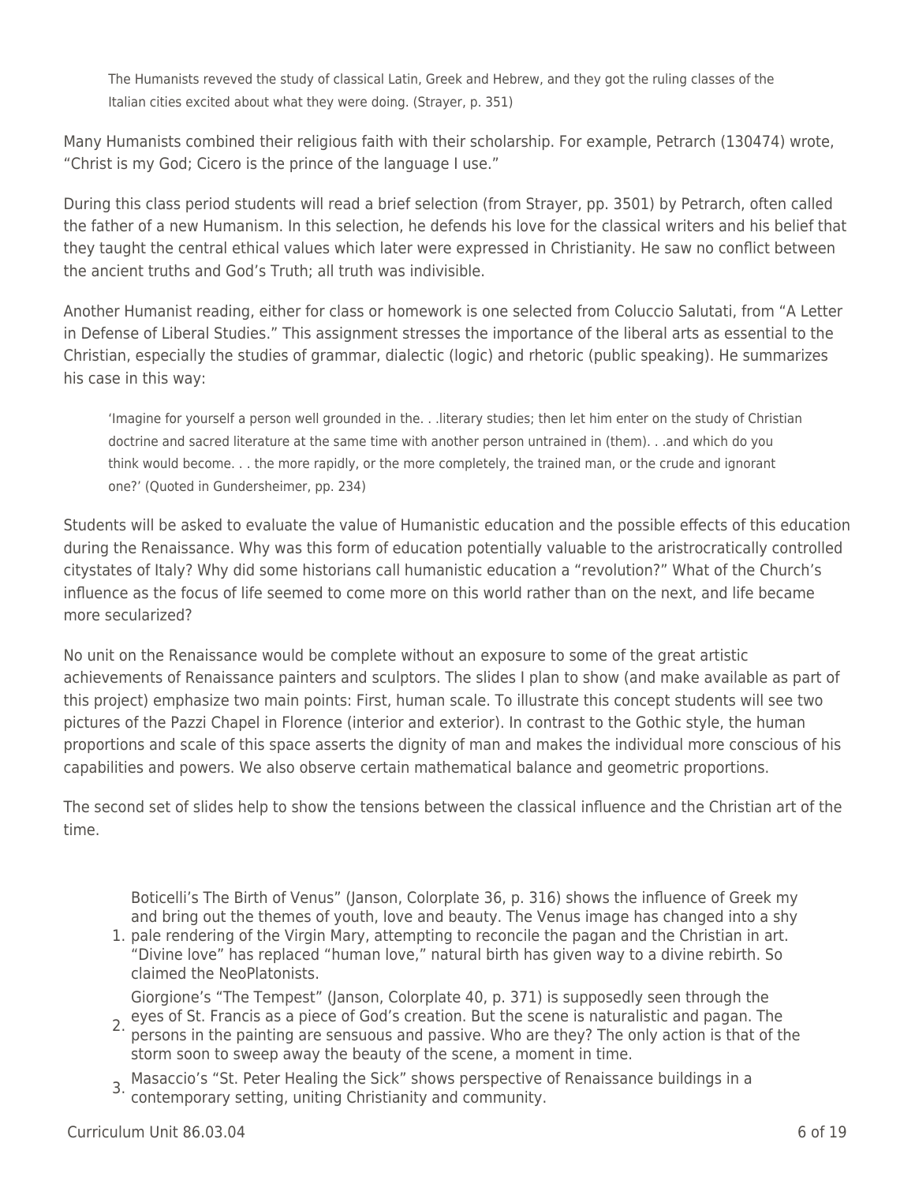> The Humanists reveved the study of classical Latin, Greek and Hebrew, and they got the ruling classes of the Italian cities excited about what they were doing. (Strayer, p. 351)

Many Humanists combined their religious faith with their scholarship. For example, Petrarch (130474) wrote, "Christ is my God; Cicero is the prince of the language I use."

During this class period students will read a brief selection (from Strayer, pp. 3501) by Petrarch, often called the father of a new Humanism. In this selection, he defends his love for the classical writers and his belief that they taught the central ethical values which later were expressed in Christianity. He saw no conflict between the ancient truths and God's Truth; all truth was indivisible.

Another Humanist reading, either for class or homework is one selected from Coluccio Salutati, from "A Letter in Defense of Liberal Studies." This assignment stresses the importance of the liberal arts as essential to the Christian, especially the studies of grammar, dialectic (logic) and rhetoric (public speaking). He summarizes his case in this way:

> 'Imagine for yourself a person well grounded in the. . .literary studies; then let him enter on the study of Christian doctrine and sacred literature at the same time with another person untrained in (them). . .and which do you think would become. . . the more rapidly, or the more completely, the trained man, or the crude and ignorant one?' (Quoted in Gundersheimer, pp. 234)

Students will be asked to evaluate the value of Humanistic education and the possible effects of this education during the Renaissance. Why was this form of education potentially valuable to the aristrocratically controlled citystates of Italy? Why did some historians call humanistic education a "revolution?" What of the Church's influence as the focus of life seemed to come more on this world rather than on the next, and life became more secularized?

No unit on the Renaissance would be complete without an exposure to some of the great artistic achievements of Renaissance painters and sculptors. The slides I plan to show (and make available as part of this project) emphasize two main points: First, human scale. To illustrate this concept students will see two pictures of the Pazzi Chapel in Florence (interior and exterior). In contrast to the Gothic style, the human proportions and scale of this space asserts the dignity of man and makes the individual more conscious of his capabilities and powers. We also observe certain mathematical balance and geometric proportions.

The second set of slides help to show the tensions between the classical influence and the Christian art of the time.

1. Boticelli's The Birth of Venus" (Janson, Colorplate 36, p. 316) shows the influence of Greek my and bring out the themes of youth, love and beauty. The Venus image has changed into a shy pale rendering of the Virgin Mary, attempting to reconcile the pagan and the Christian in art. "Divine love" has replaced "human love," natural birth has given way to a divine rebirth. So claimed the NeoPlatonists.
2. Giorgione's "The Tempest" (Janson, Colorplate 40, p. 371) is supposedly seen through the eyes of St. Francis as a piece of God's creation. But the scene is naturalistic and pagan. The persons in the painting are sensuous and passive. Who are they? The only action is that of the storm soon to sweep away the beauty of the scene, a moment in time.
3. Masaccio's "St. Peter Healing the Sick" shows perspective of Renaissance buildings in a contemporary setting, uniting Christianity and community.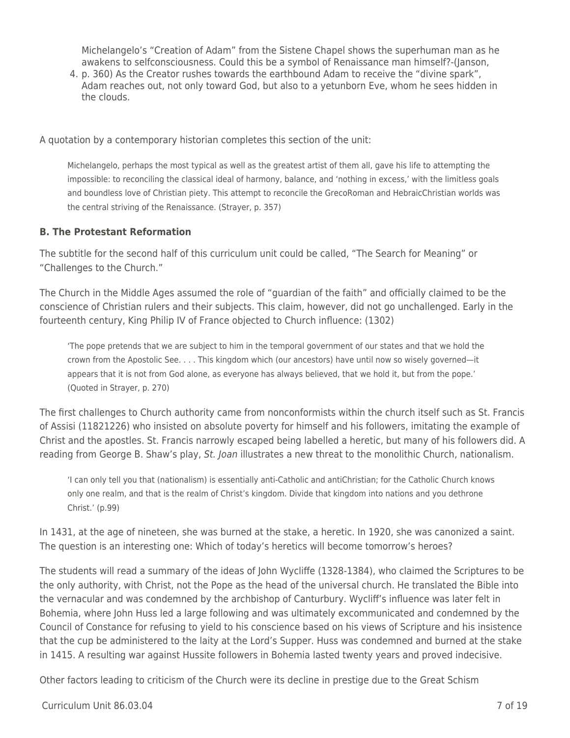4. Michelangelo's "Creation of Adam" from the Sistene Chapel shows the superhuman man as he awakens to selfconsciousness. Could this be a symbol of Renaissance man himself?-(Janson, p. 360) As the Creator rushes towards the earthbound Adam to receive the "divine spark", Adam reaches out, not only toward God, but also to a yetunborn Eve, whom he sees hidden in the clouds.

A quotation by a contemporary historian completes this section of the unit:

> Michelangelo, perhaps the most typical as well as the greatest artist of them all, gave his life to attempting the impossible: to reconciling the classical ideal of harmony, balance, and 'nothing in excess,' with the limitless goals and boundless love of Christian piety. This attempt to reconcile the GrecoRoman and HebraicChristian worlds was the central striving of the Renaissance. (Strayer, p. 357)

### B. The Protestant Reformation

The subtitle for the second half of this curriculum unit could be called, "The Search for Meaning" or "Challenges to the Church."

The Church in the Middle Ages assumed the role of "guardian of the faith" and officially claimed to be the conscience of Christian rulers and their subjects. This claim, however, did not go unchallenged. Early in the fourteenth century, King Philip IV of France objected to Church influence: (1302)

> 'The pope pretends that we are subject to him in the temporal government of our states and that we hold the crown from the Apostolic See. . . . This kingdom which (our ancestors) have until now so wisely governed—it appears that it is not from God alone, as everyone has always believed, that we hold it, but from the pope.' (Quoted in Strayer, p. 270)

The first challenges to Church authority came from nonconformists within the church itself such as St. Francis of Assisi (11821226) who insisted on absolute poverty for himself and his followers, imitating the example of Christ and the apostles. St. Francis narrowly escaped being labelled a heretic, but many of his followers did. A reading from George B. Shaw's play, *St. Joan* illustrates a new threat to the monolithic Church, nationalism.

> 'I can only tell you that (nationalism) is essentially anti-Catholic and antiChristian; for the Catholic Church knows only one realm, and that is the realm of Christ's kingdom. Divide that kingdom into nations and you dethrone Christ.' (p.99)

In 1431, at the age of nineteen, she was burned at the stake, a heretic. In 1920, she was canonized a saint. The question is an interesting one: Which of today's heretics will become tomorrow's heroes?

The students will read a summary of the ideas of John Wycliffe (1328-1384), who claimed the Scriptures to be the only authority, with Christ, not the Pope as the head of the universal church. He translated the Bible into the vernacular and was condemned by the archbishop of Canturbury. Wycliff's influence was later felt in Bohemia, where John Huss led a large following and was ultimately excommunicated and condemned by the Council of Constance for refusing to yield to his conscience based on his views of Scripture and his insistence that the cup be administered to the laity at the Lord's Supper. Huss was condemned and burned at the stake in 1415. A resulting war against Hussite followers in Bohemia lasted twenty years and proved indecisive.

Other factors leading to criticism of the Church were its decline in prestige due to the Great Schism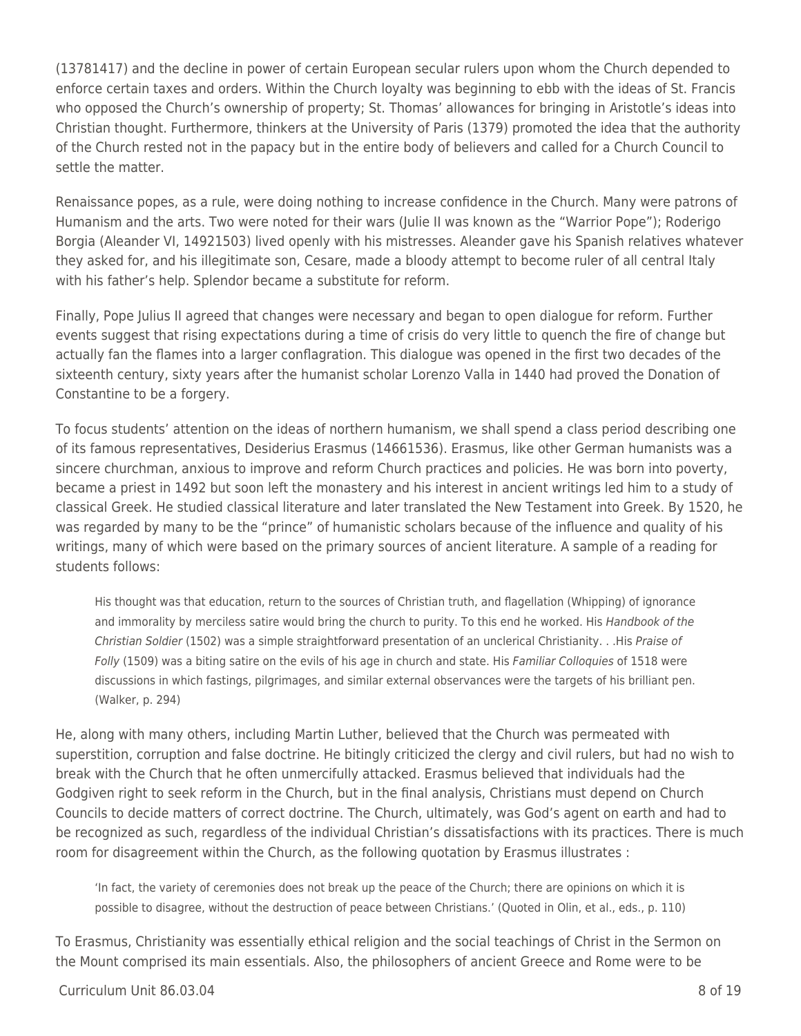(13781417) and the decline in power of certain European secular rulers upon whom the Church depended to enforce certain taxes and orders. Within the Church loyalty was beginning to ebb with the ideas of St. Francis who opposed the Church's ownership of property; St. Thomas' allowances for bringing in Aristotle's ideas into Christian thought. Furthermore, thinkers at the University of Paris (1379) promoted the idea that the authority of the Church rested not in the papacy but in the entire body of believers and called for a Church Council to settle the matter.

Renaissance popes, as a rule, were doing nothing to increase confidence in the Church. Many were patrons of Humanism and the arts. Two were noted for their wars (Julie II was known as the "Warrior Pope"); Roderigo Borgia (Aleander VI, 14921503) lived openly with his mistresses. Aleander gave his Spanish relatives whatever they asked for, and his illegitimate son, Cesare, made a bloody attempt to become ruler of all central Italy with his father's help. Splendor became a substitute for reform.

Finally, Pope Julius II agreed that changes were necessary and began to open dialogue for reform. Further events suggest that rising expectations during a time of crisis do very little to quench the fire of change but actually fan the flames into a larger conflagration. This dialogue was opened in the first two decades of the sixteenth century, sixty years after the humanist scholar Lorenzo Valla in 1440 had proved the Donation of Constantine to be a forgery.

To focus students' attention on the ideas of northern humanism, we shall spend a class period describing one of its famous representatives, Desiderius Erasmus (14661536). Erasmus, like other German humanists was a sincere churchman, anxious to improve and reform Church practices and policies. He was born into poverty, became a priest in 1492 but soon left the monastery and his interest in ancient writings led him to a study of classical Greek. He studied classical literature and later translated the New Testament into Greek. By 1520, he was regarded by many to be the "prince" of humanistic scholars because of the influence and quality of his writings, many of which were based on the primary sources of ancient literature. A sample of a reading for students follows:

> His thought was that education, return to the sources of Christian truth, and flagellation (Whipping) of ignorance and immorality by merciless satire would bring the church to purity. To this end he worked. His *Handbook of the Christian Soldier* (1502) was a simple straightforward presentation of an unclerical Christianity. . .His *Praise of Folly* (1509) was a biting satire on the evils of his age in church and state. His *Familiar Colloquies* of 1518 were discussions in which fastings, pilgrimages, and similar external observances were the targets of his brilliant pen. (Walker, p. 294)

He, along with many others, including Martin Luther, believed that the Church was permeated with superstition, corruption and false doctrine. He bitingly criticized the clergy and civil rulers, but had no wish to break with the Church that he often unmercifully attacked. Erasmus believed that individuals had the Godgiven right to seek reform in the Church, but in the final analysis, Christians must depend on Church Councils to decide matters of correct doctrine. The Church, ultimately, was God's agent on earth and had to be recognized as such, regardless of the individual Christian's dissatisfactions with its practices. There is much room for disagreement within the Church, as the following quotation by Erasmus illustrates :

> 'In fact, the variety of ceremonies does not break up the peace of the Church; there are opinions on which it is possible to disagree, without the destruction of peace between Christians.' (Quoted in Olin, et al., eds., p. 110)

To Erasmus, Christianity was essentially ethical religion and the social teachings of Christ in the Sermon on the Mount comprised its main essentials. Also, the philosophers of ancient Greece and Rome were to be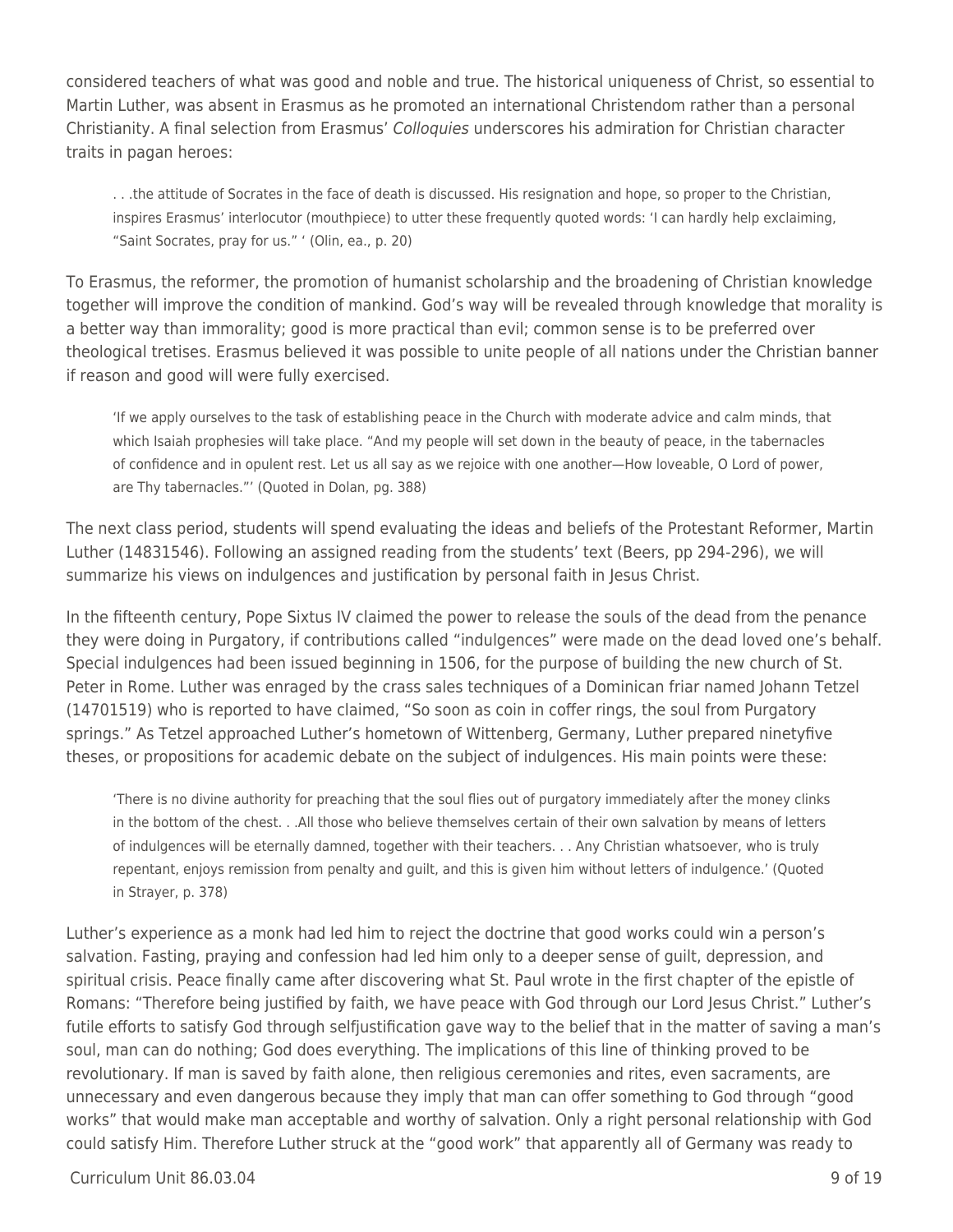considered teachers of what was good and noble and true. The historical uniqueness of Christ, so essential to Martin Luther, was absent in Erasmus as he promoted an international Christendom rather than a personal Christianity. A final selection from Erasmus' *Colloquies* underscores his admiration for Christian character traits in pagan heroes:

> . . .the attitude of Socrates in the face of death is discussed. His resignation and hope, so proper to the Christian, inspires Erasmus' interlocutor (mouthpiece) to utter these frequently quoted words: 'I can hardly help exclaiming, "Saint Socrates, pray for us." ' (Olin, ea., p. 20)

To Erasmus, the reformer, the promotion of humanist scholarship and the broadening of Christian knowledge together will improve the condition of mankind. God's way will be revealed through knowledge that morality is a better way than immorality; good is more practical than evil; common sense is to be preferred over theological tretises. Erasmus believed it was possible to unite people of all nations under the Christian banner if reason and good will were fully exercised.

> 'If we apply ourselves to the task of establishing peace in the Church with moderate advice and calm minds, that which Isaiah prophesies will take place. "And my people will set down in the beauty of peace, in the tabernacles of confidence and in opulent rest. Let us all say as we rejoice with one another—How loveable, O Lord of power, are Thy tabernacles."' (Quoted in Dolan, pg. 388)

The next class period, students will spend evaluating the ideas and beliefs of the Protestant Reformer, Martin Luther (14831546). Following an assigned reading from the students' text (Beers, pp 294-296), we will summarize his views on indulgences and justification by personal faith in Jesus Christ.

In the fifteenth century, Pope Sixtus IV claimed the power to release the souls of the dead from the penance they were doing in Purgatory, if contributions called "indulgences" were made on the dead loved one's behalf. Special indulgences had been issued beginning in 1506, for the purpose of building the new church of St. Peter in Rome. Luther was enraged by the crass sales techniques of a Dominican friar named Johann Tetzel (14701519) who is reported to have claimed, "So soon as coin in coffer rings, the soul from Purgatory springs." As Tetzel approached Luther's hometown of Wittenberg, Germany, Luther prepared ninetyfive theses, or propositions for academic debate on the subject of indulgences. His main points were these:

> 'There is no divine authority for preaching that the soul flies out of purgatory immediately after the money clinks in the bottom of the chest. . .All those who believe themselves certain of their own salvation by means of letters of indulgences will be eternally damned, together with their teachers. . . Any Christian whatsoever, who is truly repentant, enjoys remission from penalty and guilt, and this is given him without letters of indulgence.' (Quoted in Strayer, p. 378)

Luther's experience as a monk had led him to reject the doctrine that good works could win a person's salvation. Fasting, praying and confession had led him only to a deeper sense of guilt, depression, and spiritual crisis. Peace finally came after discovering what St. Paul wrote in the first chapter of the epistle of Romans: "Therefore being justified by faith, we have peace with God through our Lord Jesus Christ." Luther's futile efforts to satisfy God through selfjustification gave way to the belief that in the matter of saving a man's soul, man can do nothing; God does everything. The implications of this line of thinking proved to be revolutionary. If man is saved by faith alone, then religious ceremonies and rites, even sacraments, are unnecessary and even dangerous because they imply that man can offer something to God through "good works" that would make man acceptable and worthy of salvation. Only a right personal relationship with God could satisfy Him. Therefore Luther struck at the "good work" that apparently all of Germany was ready to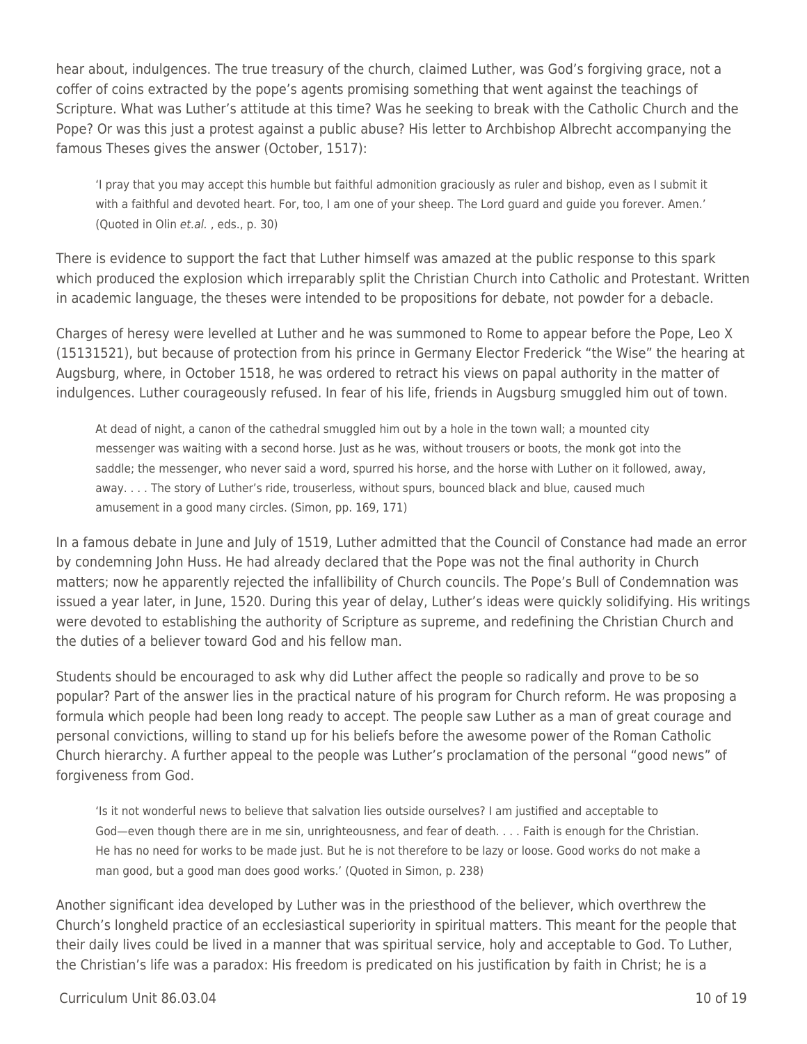hear about, indulgences. The true treasury of the church, claimed Luther, was God's forgiving grace, not a coffer of coins extracted by the pope's agents promising something that went against the teachings of Scripture. What was Luther's attitude at this time? Was he seeking to break with the Catholic Church and the Pope? Or was this just a protest against a public abuse? His letter to Archbishop Albrecht accompanying the famous Theses gives the answer (October, 1517):

> 'I pray that you may accept this humble but faithful admonition graciously as ruler and bishop, even as I submit it with a faithful and devoted heart. For, too, I am one of your sheep. The Lord guard and guide you forever. Amen.' (Quoted in Olin *et.al.* , eds., p. 30)

There is evidence to support the fact that Luther himself was amazed at the public response to this spark which produced the explosion which irreparably split the Christian Church into Catholic and Protestant. Written in academic language, the theses were intended to be propositions for debate, not powder for a debacle.

Charges of heresy were levelled at Luther and he was summoned to Rome to appear before the Pope, Leo X (15131521), but because of protection from his prince in Germany Elector Frederick "the Wise" the hearing at Augsburg, where, in October 1518, he was ordered to retract his views on papal authority in the matter of indulgences. Luther courageously refused. In fear of his life, friends in Augsburg smuggled him out of town.

> At dead of night, a canon of the cathedral smuggled him out by a hole in the town wall; a mounted city messenger was waiting with a second horse. Just as he was, without trousers or boots, the monk got into the saddle; the messenger, who never said a word, spurred his horse, and the horse with Luther on it followed, away, away. . . . The story of Luther's ride, trouserless, without spurs, bounced black and blue, caused much amusement in a good many circles. (Simon, pp. 169, 171)

In a famous debate in June and July of 1519, Luther admitted that the Council of Constance had made an error by condemning John Huss. He had already declared that the Pope was not the final authority in Church matters; now he apparently rejected the infallibility of Church councils. The Pope's Bull of Condemnation was issued a year later, in June, 1520. During this year of delay, Luther's ideas were quickly solidifying. His writings were devoted to establishing the authority of Scripture as supreme, and redefining the Christian Church and the duties of a believer toward God and his fellow man.

Students should be encouraged to ask why did Luther affect the people so radically and prove to be so popular? Part of the answer lies in the practical nature of his program for Church reform. He was proposing a formula which people had been long ready to accept. The people saw Luther as a man of great courage and personal convictions, willing to stand up for his beliefs before the awesome power of the Roman Catholic Church hierarchy. A further appeal to the people was Luther's proclamation of the personal "good news" of forgiveness from God.

> 'Is it not wonderful news to believe that salvation lies outside ourselves? I am justified and acceptable to God—even though there are in me sin, unrighteousness, and fear of death. . . . Faith is enough for the Christian. He has no need for works to be made just. But he is not therefore to be lazy or loose. Good works do not make a man good, but a good man does good works.' (Quoted in Simon, p. 238)

Another significant idea developed by Luther was in the priesthood of the believer, which overthrew the Church's longheld practice of an ecclesiastical superiority in spiritual matters. This meant for the people that their daily lives could be lived in a manner that was spiritual service, holy and acceptable to God. To Luther, the Christian's life was a paradox: His freedom is predicated on his justification by faith in Christ; he is a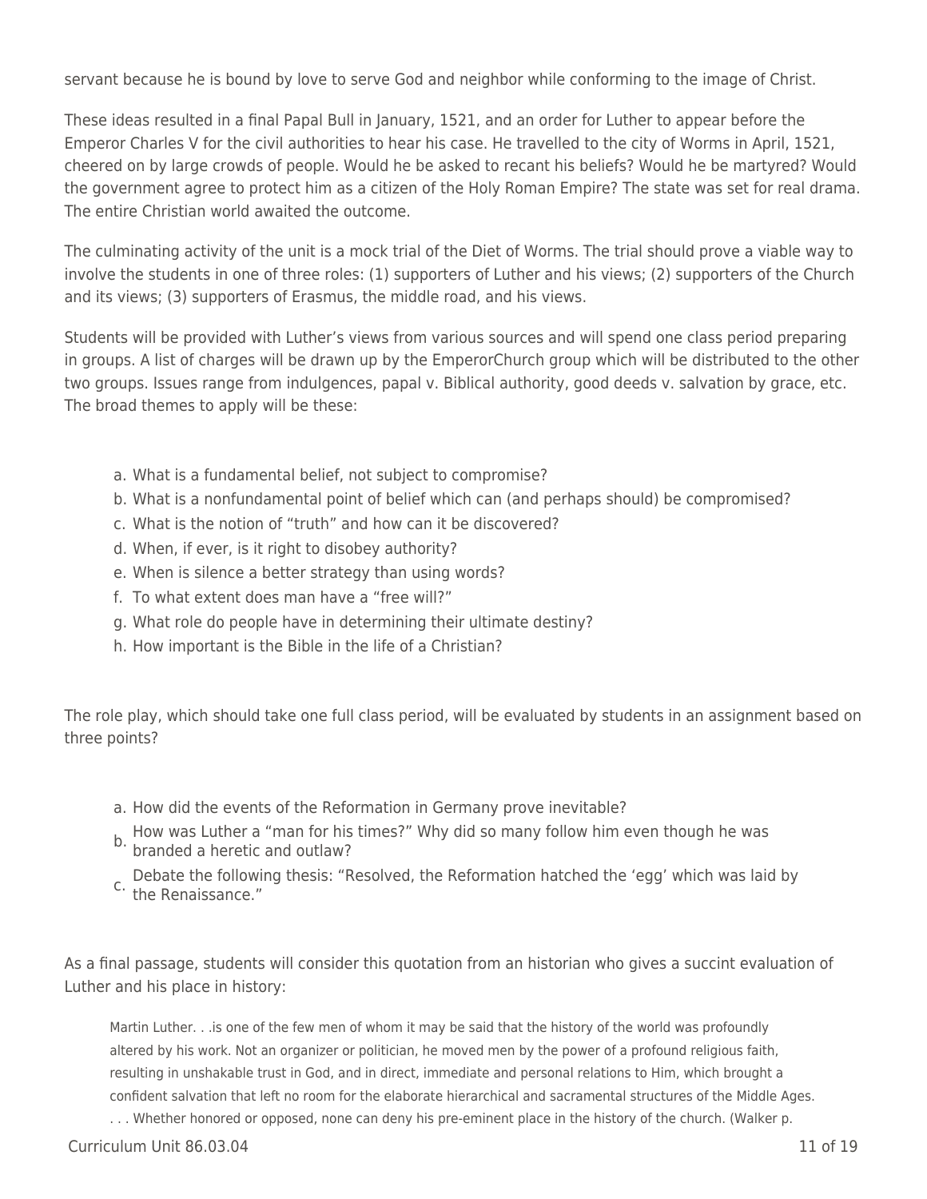servant because he is bound by love to serve God and neighbor while conforming to the image of Christ.

These ideas resulted in a final Papal Bull in January, 1521, and an order for Luther to appear before the Emperor Charles V for the civil authorities to hear his case. He travelled to the city of Worms in April, 1521, cheered on by large crowds of people. Would he be asked to recant his beliefs? Would he be martyred? Would the government agree to protect him as a citizen of the Holy Roman Empire? The state was set for real drama. The entire Christian world awaited the outcome.

The culminating activity of the unit is a mock trial of the Diet of Worms. The trial should prove a viable way to involve the students in one of three roles: (1) supporters of Luther and his views; (2) supporters of the Church and its views; (3) supporters of Erasmus, the middle road, and his views.

Students will be provided with Luther's views from various sources and will spend one class period preparing in groups. A list of charges will be drawn up by the EmperorChurch group which will be distributed to the other two groups. Issues range from indulgences, papal v. Biblical authority, good deeds v. salvation by grace, etc. The broad themes to apply will be these:

a. What is a fundamental belief, not subject to compromise?
b. What is a nonfundamental point of belief which can (and perhaps should) be compromised?
c. What is the notion of "truth" and how can it be discovered?
d. When, if ever, is it right to disobey authority?
e. When is silence a better strategy than using words?
f. To what extent does man have a "free will?"
g. What role do people have in determining their ultimate destiny?
h. How important is the Bible in the life of a Christian?

The role play, which should take one full class period, will be evaluated by students in an assignment based on three points?

a. How did the events of the Reformation in Germany prove inevitable?
b. How was Luther a "man for his times?" Why did so many follow him even though he was branded a heretic and outlaw?
c. Debate the following thesis: "Resolved, the Reformation hatched the 'egg' which was laid by the Renaissance."

As a final passage, students will consider this quotation from an historian who gives a succint evaluation of Luther and his place in history:

> Martin Luther. . .is one of the few men of whom it may be said that the history of the world was profoundly altered by his work. Not an organizer or politician, he moved men by the power of a profound religious faith, resulting in unshakable trust in God, and in direct, immediate and personal relations to Him, which brought a confident salvation that left no room for the elaborate hierarchical and sacramental structures of the Middle Ages. . . . Whether honored or opposed, none can deny his pre-eminent place in the history of the church. (Walker p.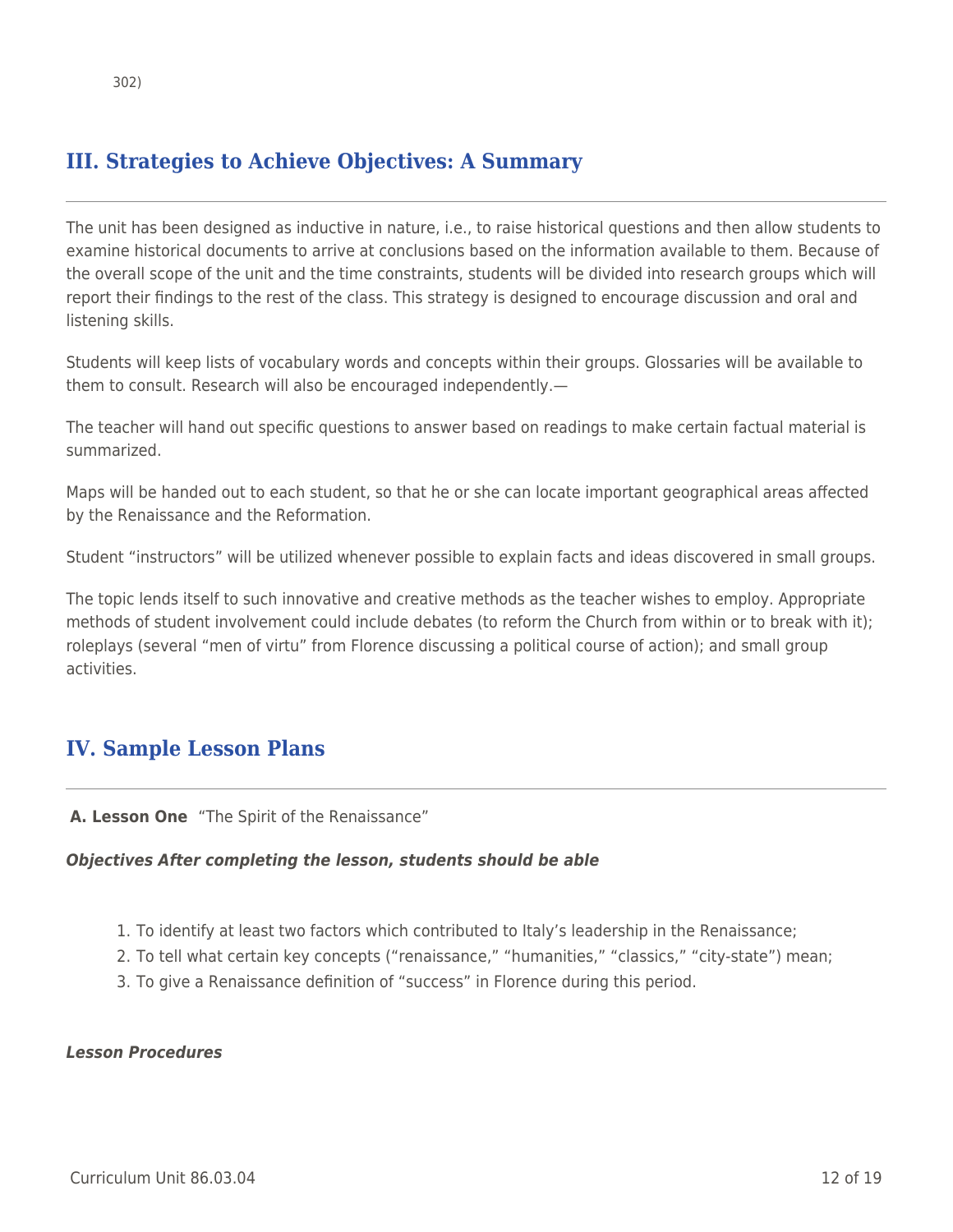302)

## III. Strategies to Achieve Objectives: A Summary

The unit has been designed as inductive in nature, i.e., to raise historical questions and then allow students to examine historical documents to arrive at conclusions based on the information available to them. Because of the overall scope of the unit and the time constraints, students will be divided into research groups which will report their findings to the rest of the class. This strategy is designed to encourage discussion and oral and listening skills.

Students will keep lists of vocabulary words and concepts within their groups. Glossaries will be available to them to consult. Research will also be encouraged independently.—

The teacher will hand out specific questions to answer based on readings to make certain factual material is summarized.

Maps will be handed out to each student, so that he or she can locate important geographical areas affected by the Renaissance and the Reformation.

Student "instructors" will be utilized whenever possible to explain facts and ideas discovered in small groups.

The topic lends itself to such innovative and creative methods as the teacher wishes to employ. Appropriate methods of student involvement could include debates (to reform the Church from within or to break with it); roleplays (several "men of virtu" from Florence discussing a political course of action); and small group activities.

## IV. Sample Lesson Plans

**A. Lesson One** "The Spirit of the Renaissance"

***Objectives After completing the lesson, students should be able***

1. To identify at least two factors which contributed to Italy's leadership in the Renaissance;
2. To tell what certain key concepts ("renaissance," "humanities," "classics," "city-state") mean;
3. To give a Renaissance definition of "success" in Florence during this period.

***Lesson Procedures***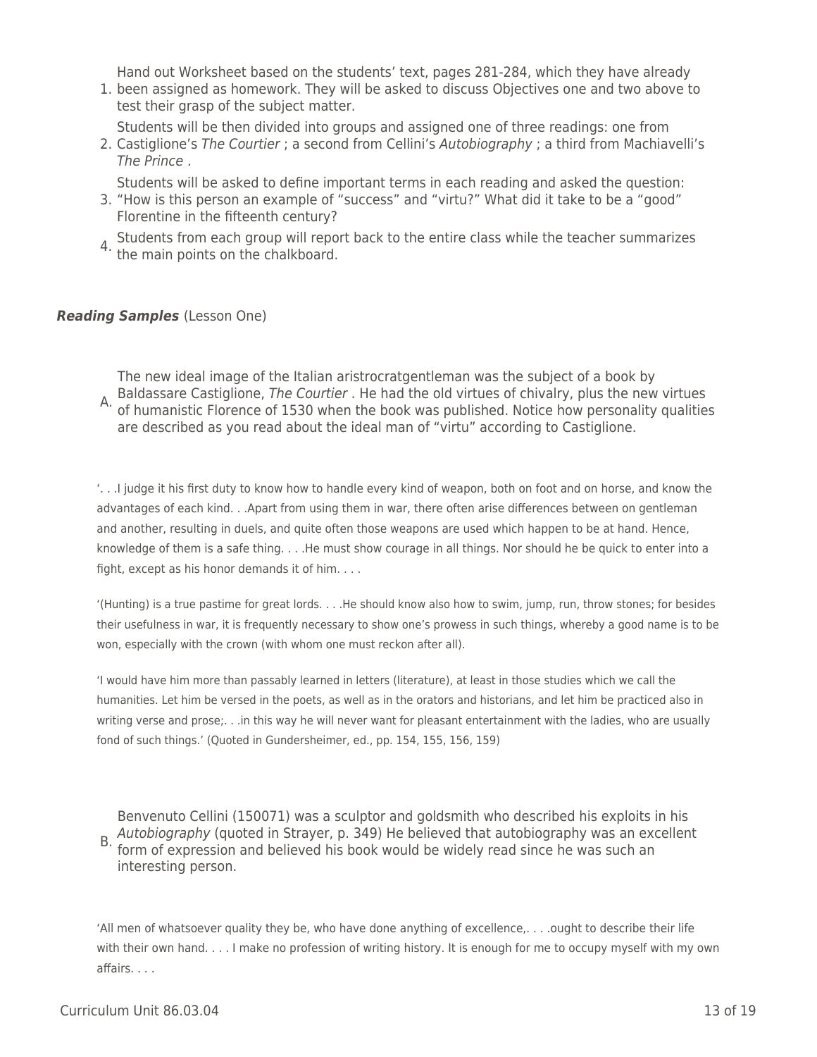1. Hand out Worksheet based on the students' text, pages 281-284, which they have already been assigned as homework. They will be asked to discuss Objectives one and two above to test their grasp of the subject matter.
2. Students will be then divided into groups and assigned one of three readings: one from Castiglione's *The Courtier* ; a second from Cellini's *Autobiography* ; a third from Machiavelli's *The Prince* .
3. Students will be asked to define important terms in each reading and asked the question: "How is this person an example of "success" and "virtu?" What did it take to be a "good" Florentine in the fifteenth century?
4. Students from each group will report back to the entire class while the teacher summarizes the main points on the chalkboard.

***Reading Samples*** (Lesson One)

A. The new ideal image of the Italian aristrocratgentleman was the subject of a book by Baldassare Castiglione, *The Courtier* . He had the old virtues of chivalry, plus the new virtues of humanistic Florence of 1530 when the book was published. Notice how personality qualities are described as you read about the ideal man of "virtu" according to Castiglione.

'. . .I judge it his first duty to know how to handle every kind of weapon, both on foot and on horse, and know the advantages of each kind. . .Apart from using them in war, there often arise differences between on gentleman and another, resulting in duels, and quite often those weapons are used which happen to be at hand. Hence, knowledge of them is a safe thing. . . .He must show courage in all things. Nor should he be quick to enter into a fight, except as his honor demands it of him. . . .

'(Hunting) is a true pastime for great lords. . . .He should know also how to swim, jump, run, throw stones; for besides their usefulness in war, it is frequently necessary to show one's prowess in such things, whereby a good name is to be won, especially with the crown (with whom one must reckon after all).

'I would have him more than passably learned in letters (literature), at least in those studies which we call the humanities. Let him be versed in the poets, as well as in the orators and historians, and let him be practiced also in writing verse and prose;. . .in this way he will never want for pleasant entertainment with the ladies, who are usually fond of such things.' (Quoted in Gundersheimer, ed., pp. 154, 155, 156, 159)

B. Benvenuto Cellini (150071) was a sculptor and goldsmith who described his exploits in his *Autobiography* (quoted in Strayer, p. 349) He believed that autobiography was an excellent form of expression and believed his book would be widely read since he was such an interesting person.

'All men of whatsoever quality they be, who have done anything of excellence,. . . .ought to describe their life with their own hand. . . . I make no profession of writing history. It is enough for me to occupy myself with my own affairs. . . .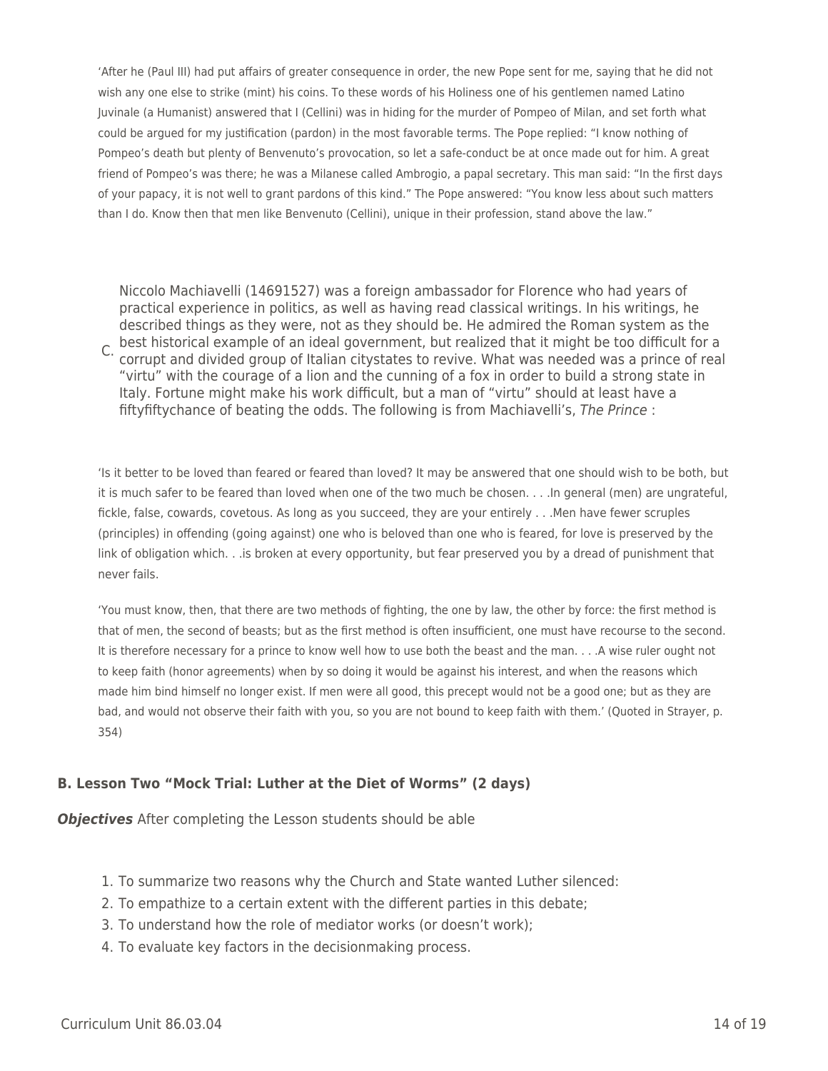'After he (Paul III) had put affairs of greater consequence in order, the new Pope sent for me, saying that he did not wish any one else to strike (mint) his coins. To these words of his Holiness one of his gentlemen named Latino Juvinale (a Humanist) answered that I (Cellini) was in hiding for the murder of Pompeo of Milan, and set forth what could be argued for my justification (pardon) in the most favorable terms. The Pope replied: "I know nothing of Pompeo's death but plenty of Benvenuto's provocation, so let a safe-conduct be at once made out for him. A great friend of Pompeo's was there; he was a Milanese called Ambrogio, a papal secretary. This man said: "In the first days of your papacy, it is not well to grant pardons of this kind." The Pope answered: "You know less about such matters than I do. Know then that men like Benvenuto (Cellini), unique in their profession, stand above the law."

C. Niccolo Machiavelli (14691527) was a foreign ambassador for Florence who had years of practical experience in politics, as well as having read classical writings. In his writings, he described things as they were, not as they should be. He admired the Roman system as the best historical example of an ideal government, but realized that it might be too difficult for a corrupt and divided group of Italian citystates to revive. What was needed was a prince of real "virtu" with the courage of a lion and the cunning of a fox in order to build a strong state in Italy. Fortune might make his work difficult, but a man of "virtu" should at least have a fiftyfiftychance of beating the odds. The following is from Machiavelli's, *The Prince* :

'Is it better to be loved than feared or feared than loved? It may be answered that one should wish to be both, but it is much safer to be feared than loved when one of the two much be chosen. . . .In general (men) are ungrateful, fickle, false, cowards, covetous. As long as you succeed, they are your entirely . . .Men have fewer scruples (principles) in offending (going against) one who is beloved than one who is feared, for love is preserved by the link of obligation which. . .is broken at every opportunity, but fear preserved you by a dread of punishment that never fails.

'You must know, then, that there are two methods of fighting, the one by law, the other by force: the first method is that of men, the second of beasts; but as the first method is often insufficient, one must have recourse to the second. It is therefore necessary for a prince to know well how to use both the beast and the man. . . .A wise ruler ought not to keep faith (honor agreements) when by so doing it would be against his interest, and when the reasons which made him bind himself no longer exist. If men were all good, this precept would not be a good one; but as they are bad, and would not observe their faith with you, so you are not bound to keep faith with them.' (Quoted in Strayer, p. 354)

### B. Lesson Two "Mock Trial: Luther at the Diet of Worms" (2 days)

***Objectives*** After completing the Lesson students should be able

1. To summarize two reasons why the Church and State wanted Luther silenced:
2. To empathize to a certain extent with the different parties in this debate;
3. To understand how the role of mediator works (or doesn't work);
4. To evaluate key factors in the decisionmaking process.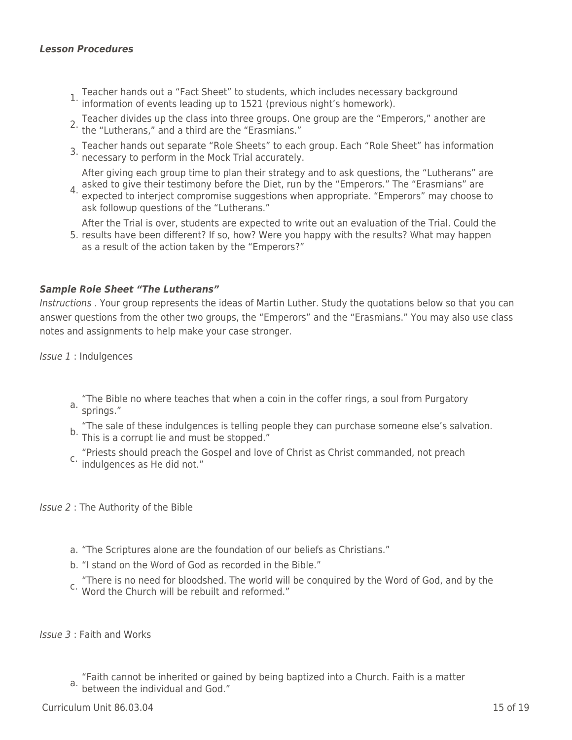***Lesson Procedures***

1. Teacher hands out a "Fact Sheet" to students, which includes necessary background information of events leading up to 1521 (previous night's homework).
2. Teacher divides up the class into three groups. One group are the "Emperors," another are the "Lutherans," and a third are the "Erasmians."
3. Teacher hands out separate "Role Sheets" to each group. Each "Role Sheet" has information necessary to perform in the Mock Trial accurately.
4. After giving each group time to plan their strategy and to ask questions, the "Lutherans" are asked to give their testimony before the Diet, run by the "Emperors." The "Erasmians" are expected to interject compromise suggestions when appropriate. "Emperors" may choose to ask followup questions of the "Lutherans."
5. After the Trial is over, students are expected to write out an evaluation of the Trial. Could the results have been different? If so, how? Were you happy with the results? What may happen as a result of the action taken by the "Emperors?"

***Sample Role Sheet "The Lutherans"***

*Instructions* . Your group represents the ideas of Martin Luther. Study the quotations below so that you can answer questions from the other two groups, the "Emperors" and the "Erasmians." You may also use class notes and assignments to help make your case stronger.

*Issue 1* : Indulgences

a. "The Bible no where teaches that when a coin in the coffer rings, a soul from Purgatory springs."
b. "The sale of these indulgences is telling people they can purchase someone else's salvation. This is a corrupt lie and must be stopped."
c. "Priests should preach the Gospel and love of Christ as Christ commanded, not preach indulgences as He did not."

*Issue 2* : The Authority of the Bible

a. "The Scriptures alone are the foundation of our beliefs as Christians."
b. "I stand on the Word of God as recorded in the Bible."
c. "There is no need for bloodshed. The world will be conquired by the Word of God, and by the Word the Church will be rebuilt and reformed."

*Issue 3* : Faith and Works

a. "Faith cannot be inherited or gained by being baptized into a Church. Faith is a matter between the individual and God."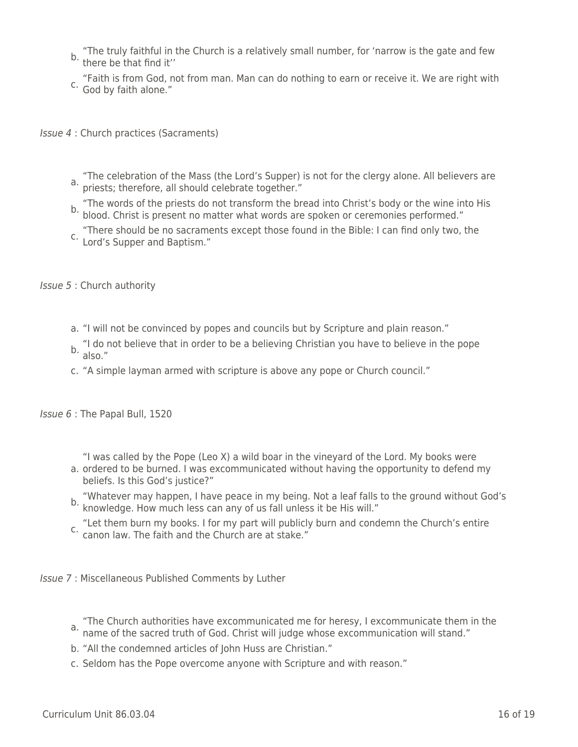b. "The truly faithful in the Church is a relatively small number, for 'narrow is the gate and few there be that find it''
c. "Faith is from God, not from man. Man can do nothing to earn or receive it. We are right with God by faith alone."

*Issue 4* : Church practices (Sacraments)

a. "The celebration of the Mass (the Lord's Supper) is not for the clergy alone. All believers are priests; therefore, all should celebrate together."
b. "The words of the priests do not transform the bread into Christ's body or the wine into His blood. Christ is present no matter what words are spoken or ceremonies performed."
c. "There should be no sacraments except those found in the Bible: I can find only two, the Lord's Supper and Baptism."

*Issue 5* : Church authority

a. "I will not be convinced by popes and councils but by Scripture and plain reason."
b. "I do not believe that in order to be a believing Christian you have to believe in the pope also."
c. "A simple layman armed with scripture is above any pope or Church council."

*Issue 6* : The Papal Bull, 1520

a. "I was called by the Pope (Leo X) a wild boar in the vineyard of the Lord. My books were ordered to be burned. I was excommunicated without having the opportunity to defend my beliefs. Is this God's justice?"
b. "Whatever may happen, I have peace in my being. Not a leaf falls to the ground without God's knowledge. How much less can any of us fall unless it be His will."
c. "Let them burn my books. I for my part will publicly burn and condemn the Church's entire canon law. The faith and the Church are at stake."

*Issue 7* : Miscellaneous Published Comments by Luther

a. "The Church authorities have excommunicated me for heresy, I excommunicate them in the name of the sacred truth of God. Christ will judge whose excommunication will stand."
b. "All the condemned articles of John Huss are Christian."
c. Seldom has the Pope overcome anyone with Scripture and with reason."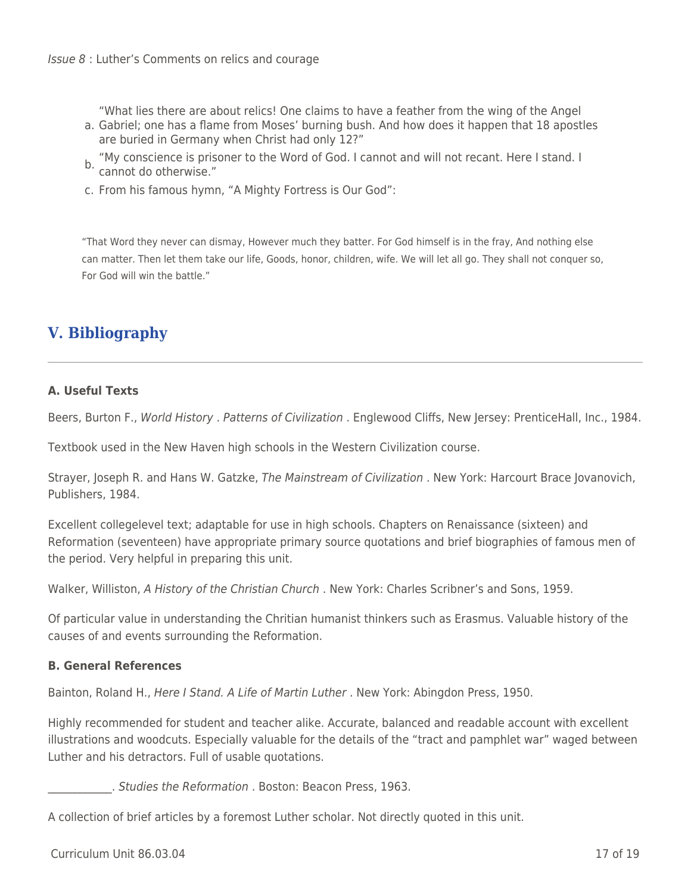*Issue 8* : Luther's Comments on relics and courage

a. "What lies there are about relics! One claims to have a feather from the wing of the Angel Gabriel; one has a flame from Moses' burning bush. And how does it happen that 18 apostles are buried in Germany when Christ had only 12?"
b. "My conscience is prisoner to the Word of God. I cannot and will not recant. Here I stand. I cannot do otherwise."
c. From his famous hymn, "A Mighty Fortress is Our God":

"That Word they never can dismay, However much they batter. For God himself is in the fray, And nothing else can matter. Then let them take our life, Goods, honor, children, wife. We will let all go. They shall not conquer so, For God will win the battle."

## V. Bibliography

### A. Useful Texts

Beers, Burton F., *World History* . *Patterns of Civilization* . Englewood Cliffs, New Jersey: PrenticeHall, Inc., 1984.

Textbook used in the New Haven high schools in the Western Civilization course.

Strayer, Joseph R. and Hans W. Gatzke, *The Mainstream of Civilization* . New York: Harcourt Brace Jovanovich, Publishers, 1984.

Excellent collegelevel text; adaptable for use in high schools. Chapters on Renaissance (sixteen) and Reformation (seventeen) have appropriate primary source quotations and brief biographies of famous men of the period. Very helpful in preparing this unit.

Walker, Williston, *A History of the Christian Church* . New York: Charles Scribner's and Sons, 1959.

Of particular value in understanding the Chritian humanist thinkers such as Erasmus. Valuable history of the causes of and events surrounding the Reformation.

### B. General References

Bainton, Roland H., *Here I Stand. A Life of Martin Luther* . New York: Abingdon Press, 1950.

Highly recommended for student and teacher alike. Accurate, balanced and readable account with excellent illustrations and woodcuts. Especially valuable for the details of the "tract and pamphlet war" waged between Luther and his detractors. Full of usable quotations.

\_\_\_\_\_\_\_\_\_\_\_\_. *Studies the Reformation* . Boston: Beacon Press, 1963.

A collection of brief articles by a foremost Luther scholar. Not directly quoted in this unit.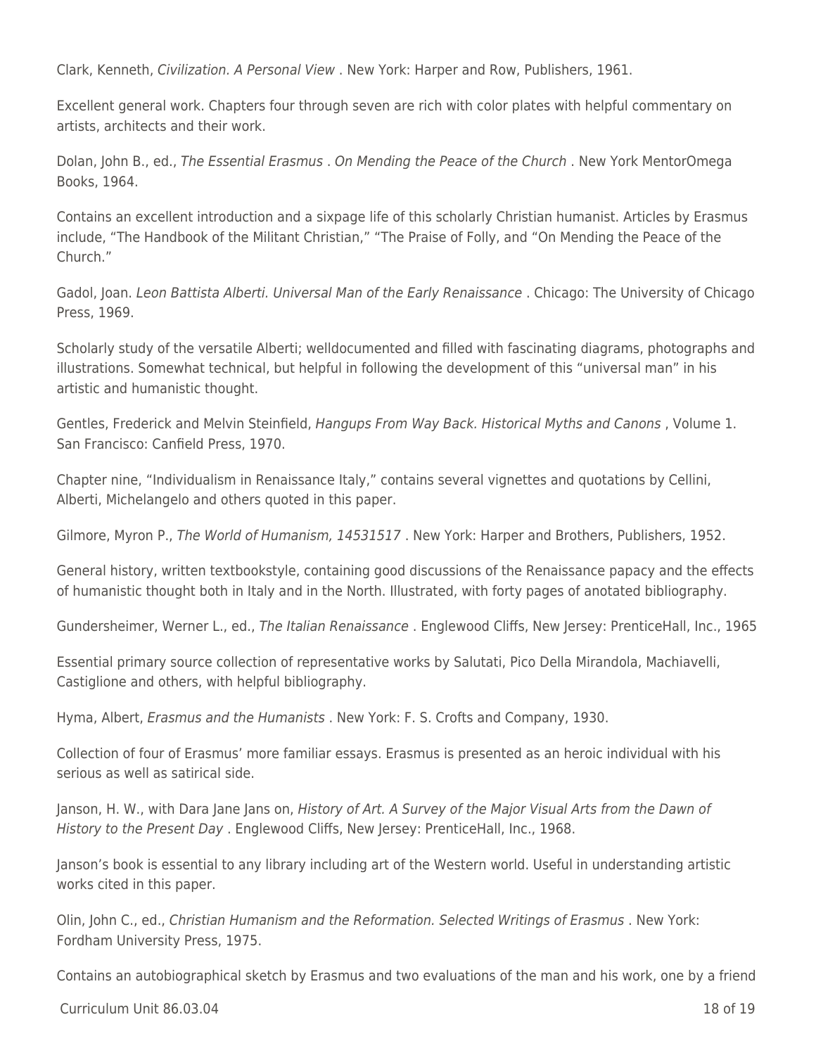Clark, Kenneth, *Civilization. A Personal View* . New York: Harper and Row, Publishers, 1961.

Excellent general work. Chapters four through seven are rich with color plates with helpful commentary on artists, architects and their work.

Dolan, John B., ed., *The Essential Erasmus* . *On Mending the Peace of the Church* . New York MentorOmega Books, 1964.

Contains an excellent introduction and a sixpage life of this scholarly Christian humanist. Articles by Erasmus include, "The Handbook of the Militant Christian," "The Praise of Folly, and "On Mending the Peace of the Church."

Gadol, Joan. *Leon Battista Alberti. Universal Man of the Early Renaissance* . Chicago: The University of Chicago Press, 1969.

Scholarly study of the versatile Alberti; welldocumented and filled with fascinating diagrams, photographs and illustrations. Somewhat technical, but helpful in following the development of this "universal man" in his artistic and humanistic thought.

Gentles, Frederick and Melvin Steinfield, *Hangups From Way Back. Historical Myths and Canons* , Volume 1. San Francisco: Canfield Press, 1970.

Chapter nine, "Individualism in Renaissance Italy," contains several vignettes and quotations by Cellini, Alberti, Michelangelo and others quoted in this paper.

Gilmore, Myron P., *The World of Humanism, 14531517* . New York: Harper and Brothers, Publishers, 1952.

General history, written textbookstyle, containing good discussions of the Renaissance papacy and the effects of humanistic thought both in Italy and in the North. Illustrated, with forty pages of anotated bibliography.

Gundersheimer, Werner L., ed., *The Italian Renaissance* . Englewood Cliffs, New Jersey: PrenticeHall, Inc., 1965

Essential primary source collection of representative works by Salutati, Pico Della Mirandola, Machiavelli, Castiglione and others, with helpful bibliography.

Hyma, Albert, *Erasmus and the Humanists* . New York: F. S. Crofts and Company, 1930.

Collection of four of Erasmus' more familiar essays. Erasmus is presented as an heroic individual with his serious as well as satirical side.

Janson, H. W., with Dara Jane Jans on, *History of Art. A Survey of the Major Visual Arts from the Dawn of History to the Present Day* . Englewood Cliffs, New Jersey: PrenticeHall, Inc., 1968.

Janson's book is essential to any library including art of the Western world. Useful in understanding artistic works cited in this paper.

Olin, John C., ed., *Christian Humanism and the Reformation. Selected Writings of Erasmus* . New York: Fordham University Press, 1975.

Contains an autobiographical sketch by Erasmus and two evaluations of the man and his work, one by a friend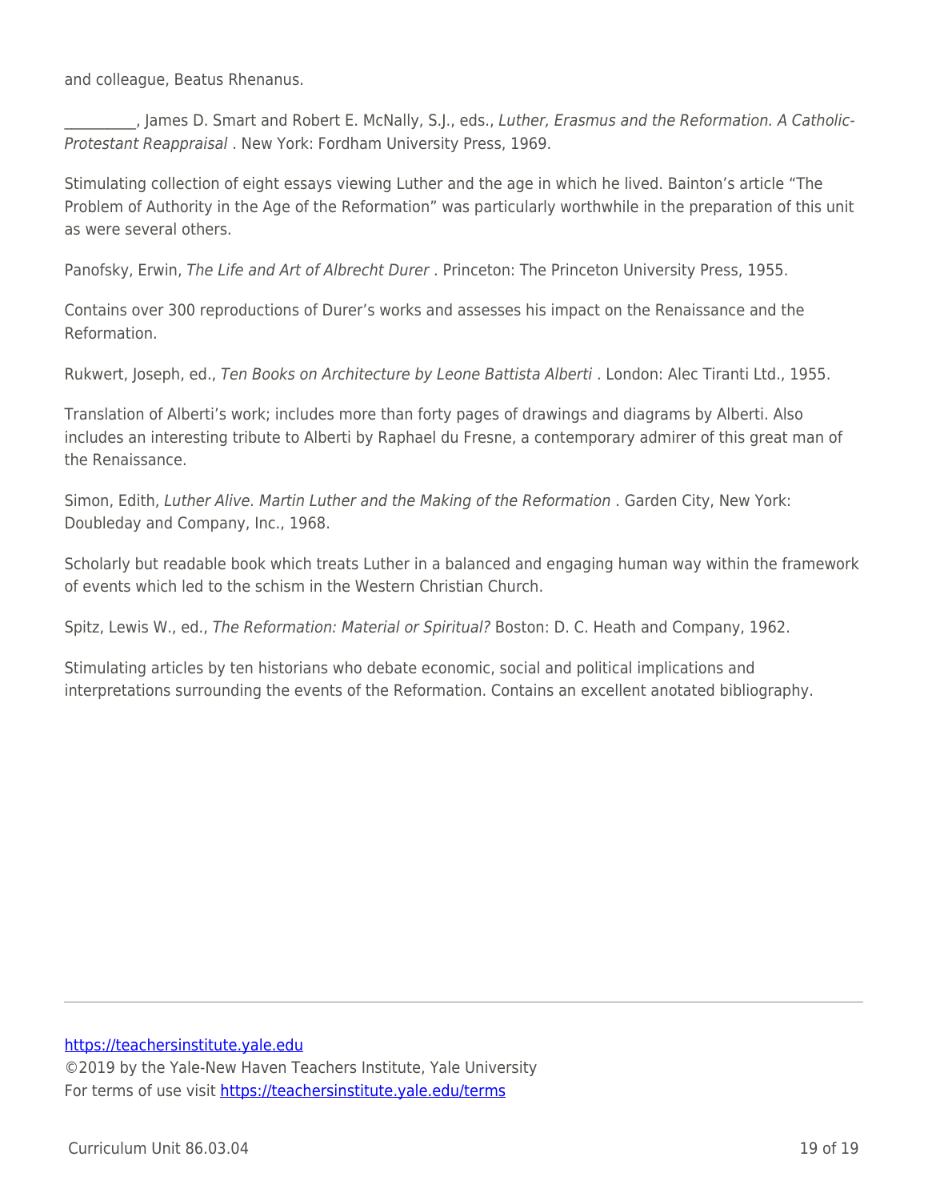and colleague, Beatus Rhenanus.

__________, James D. Smart and Robert E. McNally, S.J., eds., *Luther, Erasmus and the Reformation. A Catholic-Protestant Reappraisal* . New York: Fordham University Press, 1969.

Stimulating collection of eight essays viewing Luther and the age in which he lived. Bainton's article "The Problem of Authority in the Age of the Reformation" was particularly worthwhile in the preparation of this unit as were several others.

Panofsky, Erwin, *The Life and Art of Albrecht Durer* . Princeton: The Princeton University Press, 1955.

Contains over 300 reproductions of Durer's works and assesses his impact on the Renaissance and the Reformation.

Rukwert, Joseph, ed., *Ten Books on Architecture by Leone Battista Alberti* . London: Alec Tiranti Ltd., 1955.

Translation of Alberti's work; includes more than forty pages of drawings and diagrams by Alberti. Also includes an interesting tribute to Alberti by Raphael du Fresne, a contemporary admirer of this great man of the Renaissance.

Simon, Edith, *Luther Alive. Martin Luther and the Making of the Reformation* . Garden City, New York: Doubleday and Company, Inc., 1968.

Scholarly but readable book which treats Luther in a balanced and engaging human way within the framework of events which led to the schism in the Western Christian Church.

Spitz, Lewis W., ed., *The Reformation: Material or Spiritual?* Boston: D. C. Heath and Company, 1962.

Stimulating articles by ten historians who debate economic, social and political implications and interpretations surrounding the events of the Reformation. Contains an excellent anotated bibliography.

https://teachersinstitute.yale.edu
©2019 by the Yale-New Haven Teachers Institute, Yale University
For terms of use visit https://teachersinstitute.yale.edu/terms